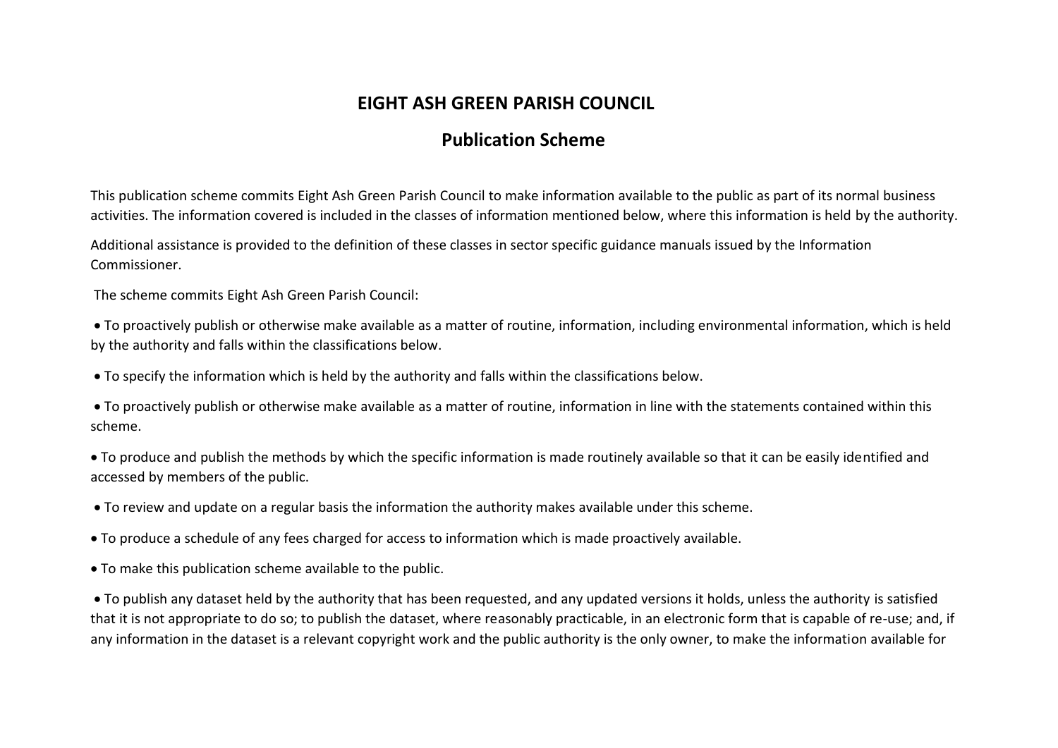# EIGHT ASH GREEN PARISH COUNCIL

## Publication Scheme

This publication scheme commits Eight Ash Green Parish Council to make information available to the public as part of its normal business activities. The information covered is included in the classes of information mentioned below, where this information is held by the authority.

Additional assistance is provided to the definition of these classes in sector specific guidance manuals issued by the Information Commissioner.

The scheme commits Eight Ash Green Parish Council:

- To proactively publish or otherwise make available as a matter of routine, information, including environmental information, which is held by the authority and falls within the classifications below.
- To specify the information which is held by the authority and falls within the classifications below.
- To proactively publish or otherwise make available as a matter of routine, information in line with the statements contained within this scheme.
- To produce and publish the methods by which the specific information is made routinely available so that it can be easily identified and accessed by members of the public.
- To review and update on a regular basis the information the authority makes available under this scheme.
- To produce a schedule of any fees charged for access to information which is made proactively available.
- To make this publication scheme available to the public.
- To publish any dataset held by the authority that has been requested, and any updated versions it holds, unless the authority is satisfied that it is not appropriate to do so; to publish the dataset, where reasonably practicable, in an electronic form that is capable of re-use; and, if any information in the dataset is a relevant copyright work and the public authority is the only owner, to make the information available for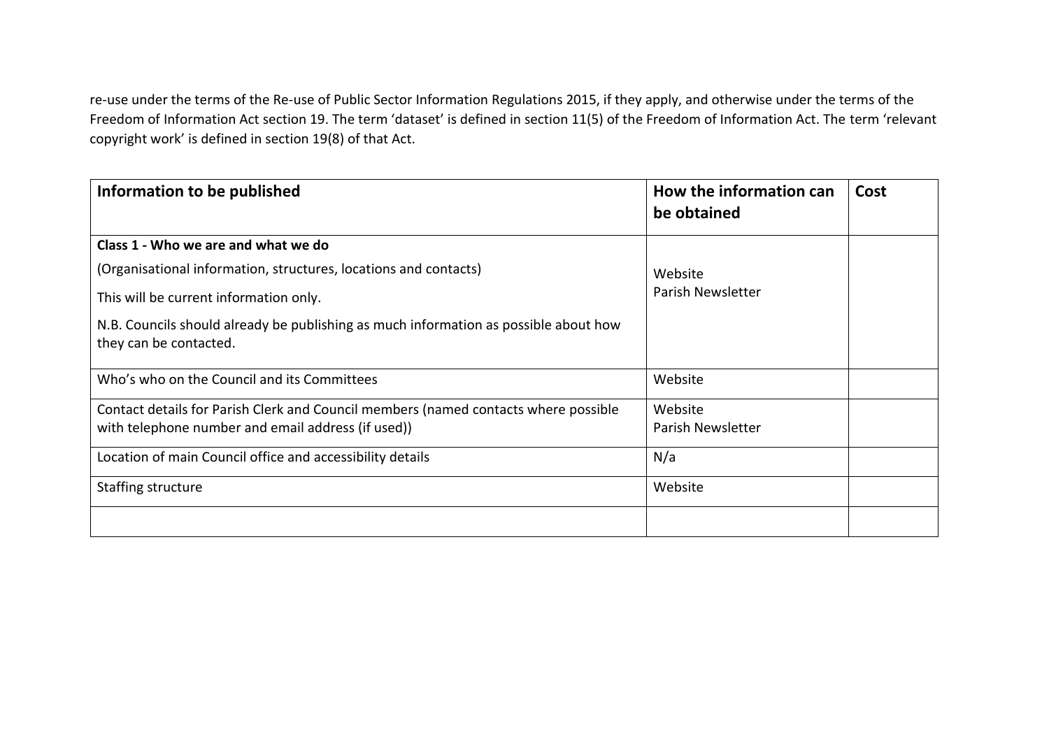re-use under the terms of the Re-use of Public Sector Information Regulations 2015, if they apply, and otherwise under the terms of the Freedom of Information Act section 19. The term 'dataset' is defined in section 11(5) of the Freedom of Information Act. The term 'relevant copyright work' is defined in section 19(8) of that Act.

| Information to be published | How the information can be obtained | Cost |
|---|---|---|
| **Class 1 - Who we are and what we do**<br>(Organisational information, structures, locations and contacts)<br>This will be current information only.<br>N.B. Councils should already be publishing as much information as possible about how they can be contacted. | Website<br>Parish Newsletter | |
| Who's who on the Council and its Committees | Website | |
| Contact details for Parish Clerk and Council members (named contacts where possible with telephone number and email address (if used)) | Website<br>Parish Newsletter | |
| Location of main Council office and accessibility details | N/a | |
| Staffing structure | Website | |
| | | |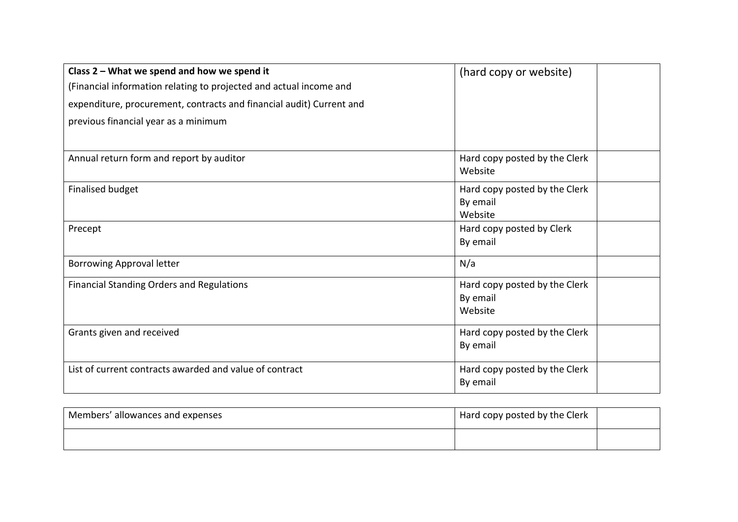| **Class 2 – What we spend and how we spend it**<br>(Financial information relating to projected and actual income and expenditure, procurement, contracts and financial audit) Current and previous financial year as a minimum | (hard copy or website) | |
|---|---|---|
| Annual return form and report by auditor | Hard copy posted by the Clerk<br>Website | |
| Finalised budget | Hard copy posted by the Clerk<br>By email<br>Website | |
| Precept | Hard copy posted by Clerk<br>By email | |
| Borrowing Approval letter | N/a | |
| Financial Standing Orders and Regulations | Hard copy posted by the Clerk<br>By email<br>Website | |
| Grants given and received | Hard copy posted by the Clerk<br>By email | |
| List of current contracts awarded and value of contract | Hard copy posted by the Clerk<br>By email | |
| Members' allowances and expenses | Hard copy posted by the Clerk | |
| | | |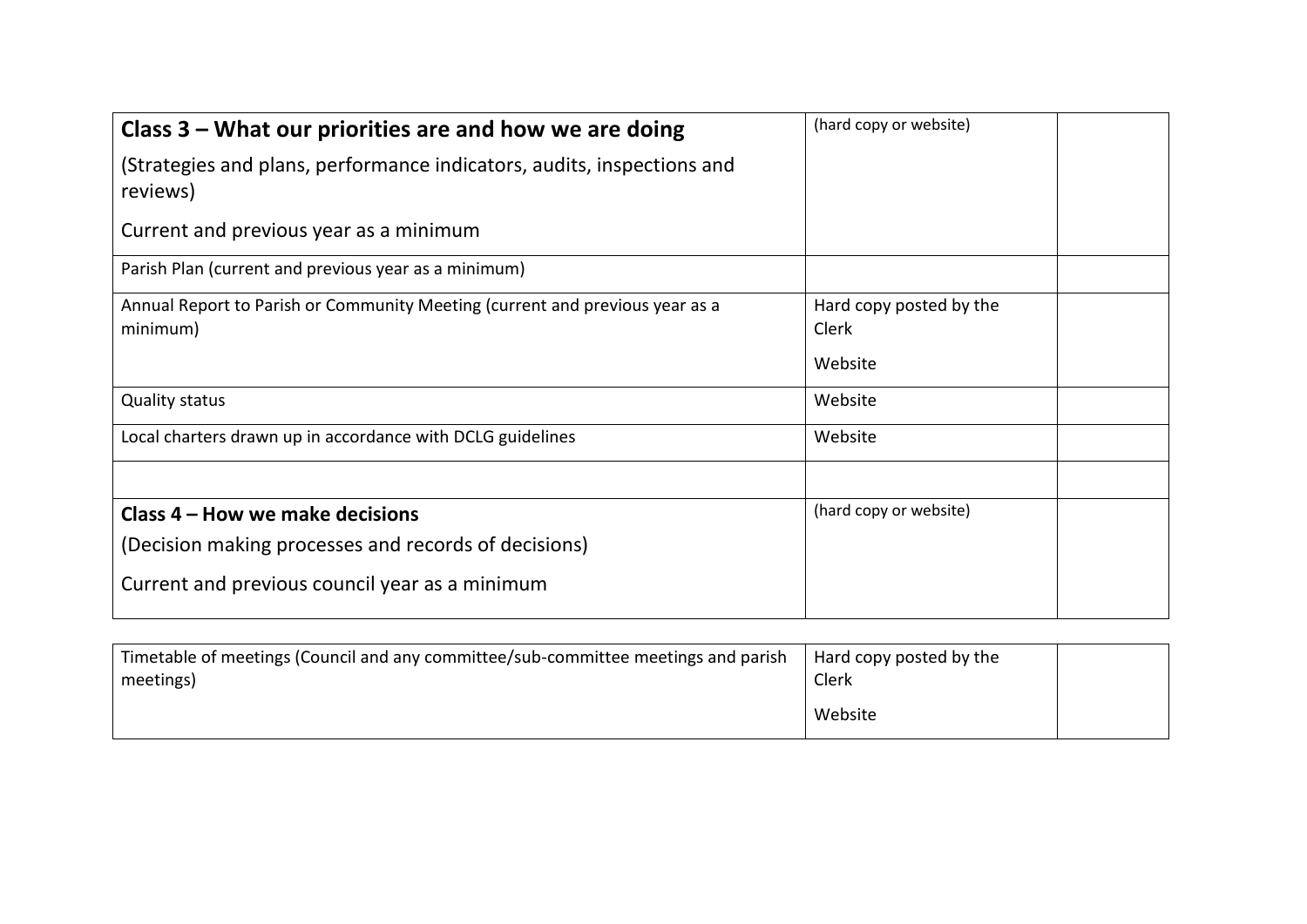| **Class 3 – What our priorities are and how we are doing**<br><br>(Strategies and plans, performance indicators, audits, inspections and reviews)<br><br>Current and previous year as a minimum | (hard copy or website) | |
|---|---|---|
| Parish Plan (current and previous year as a minimum) | | |
| Annual Report to Parish or Community Meeting (current and previous year as a minimum) | Hard copy posted by the Clerk<br><br>Website | |
| Quality status | Website | |
| Local charters drawn up in accordance with DCLG guidelines | Website | |
| | | |
| **Class 4 – How we make decisions**<br><br>(Decision making processes and records of decisions)<br><br>Current and previous council year as a minimum | (hard copy or website) | |
| Timetable of meetings (Council and any committee/sub-committee meetings and parish meetings) | Hard copy posted by the Clerk<br><br>Website | |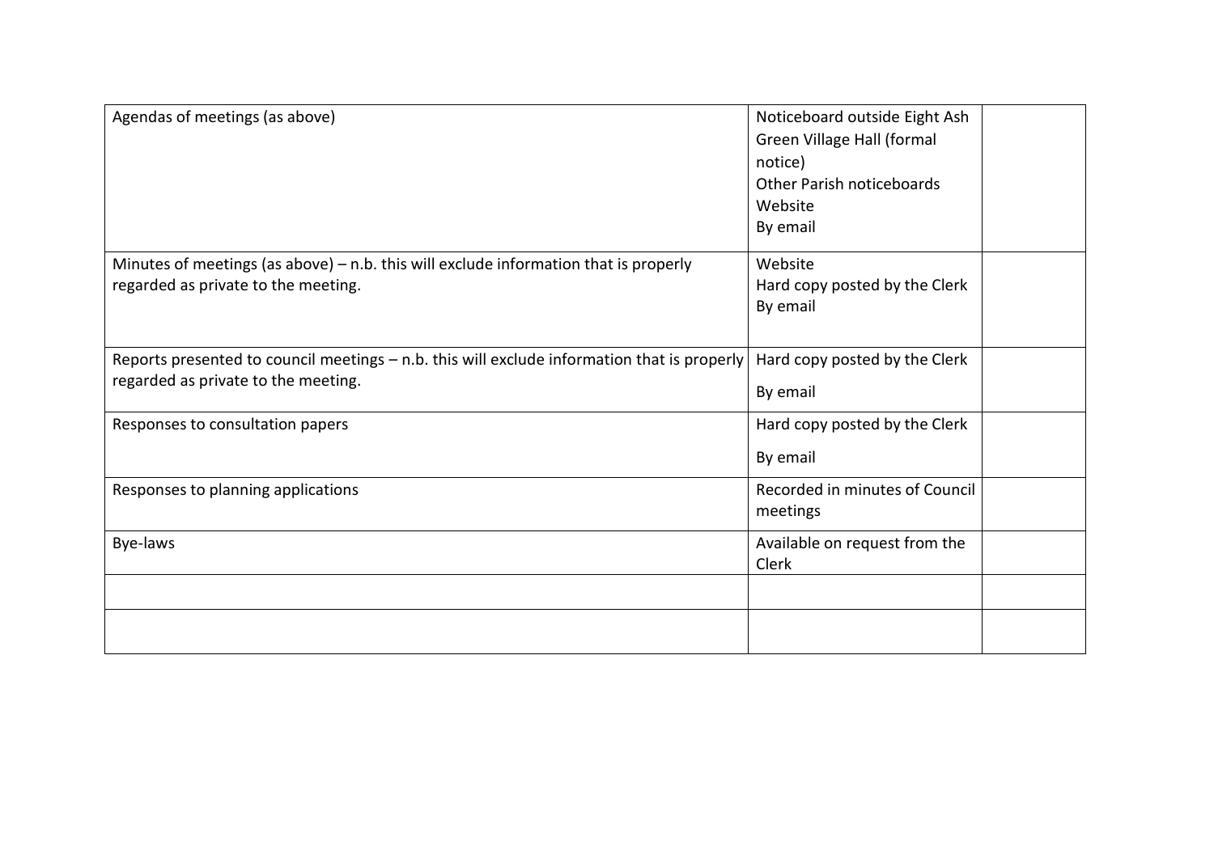| | | |
|---|---|---|
| Agendas of meetings (as above) | Noticeboard outside Eight Ash Green Village Hall (formal notice)<br>Other Parish noticeboards<br>Website<br>By email | |
| Minutes of meetings (as above) – n.b. this will exclude information that is properly regarded as private to the meeting. | Website<br>Hard copy posted by the Clerk<br>By email | |
| Reports presented to council meetings – n.b. this will exclude information that is properly regarded as private to the meeting. | Hard copy posted by the Clerk<br>By email | |
| Responses to consultation papers | Hard copy posted by the Clerk<br>By email | |
| Responses to planning applications | Recorded in minutes of Council meetings | |
| Bye-laws | Available on request from the Clerk | |
| | | |
| | | |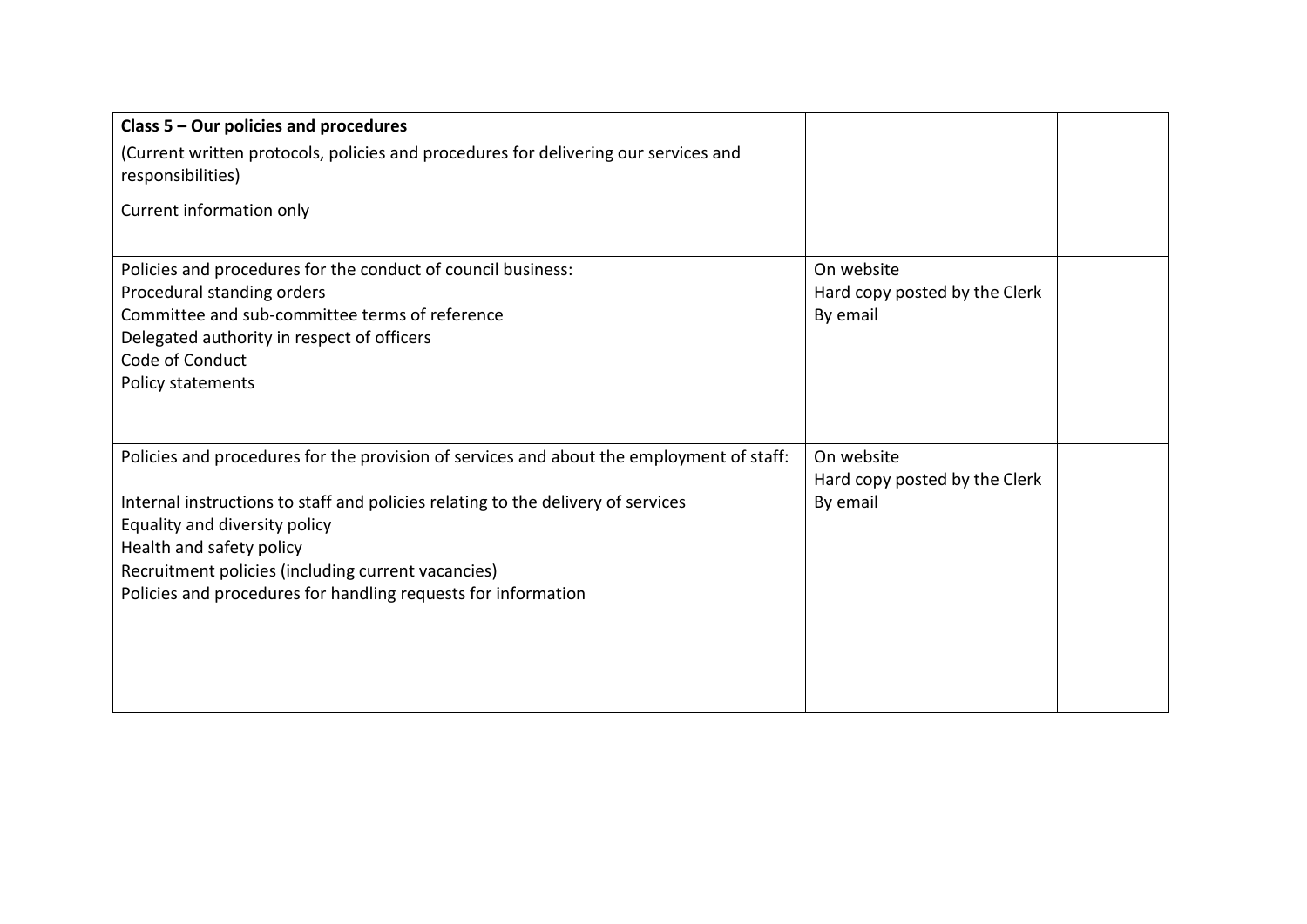| **Class 5 – Our policies and procedures**<br><br>(Current written protocols, policies and procedures for delivering our services and responsibilities)<br><br>Current information only | | |
|---|---|---|
| Policies and procedures for the conduct of council business:<br>Procedural standing orders<br>Committee and sub-committee terms of reference<br>Delegated authority in respect of officers<br>Code of Conduct<br>Policy statements | On website<br>Hard copy posted by the Clerk<br>By email | |
| Policies and procedures for the provision of services and about the employment of staff:<br><br>Internal instructions to staff and policies relating to the delivery of services<br>Equality and diversity policy<br>Health and safety policy<br>Recruitment policies (including current vacancies)<br>Policies and procedures for handling requests for information | On website<br>Hard copy posted by the Clerk<br>By email | |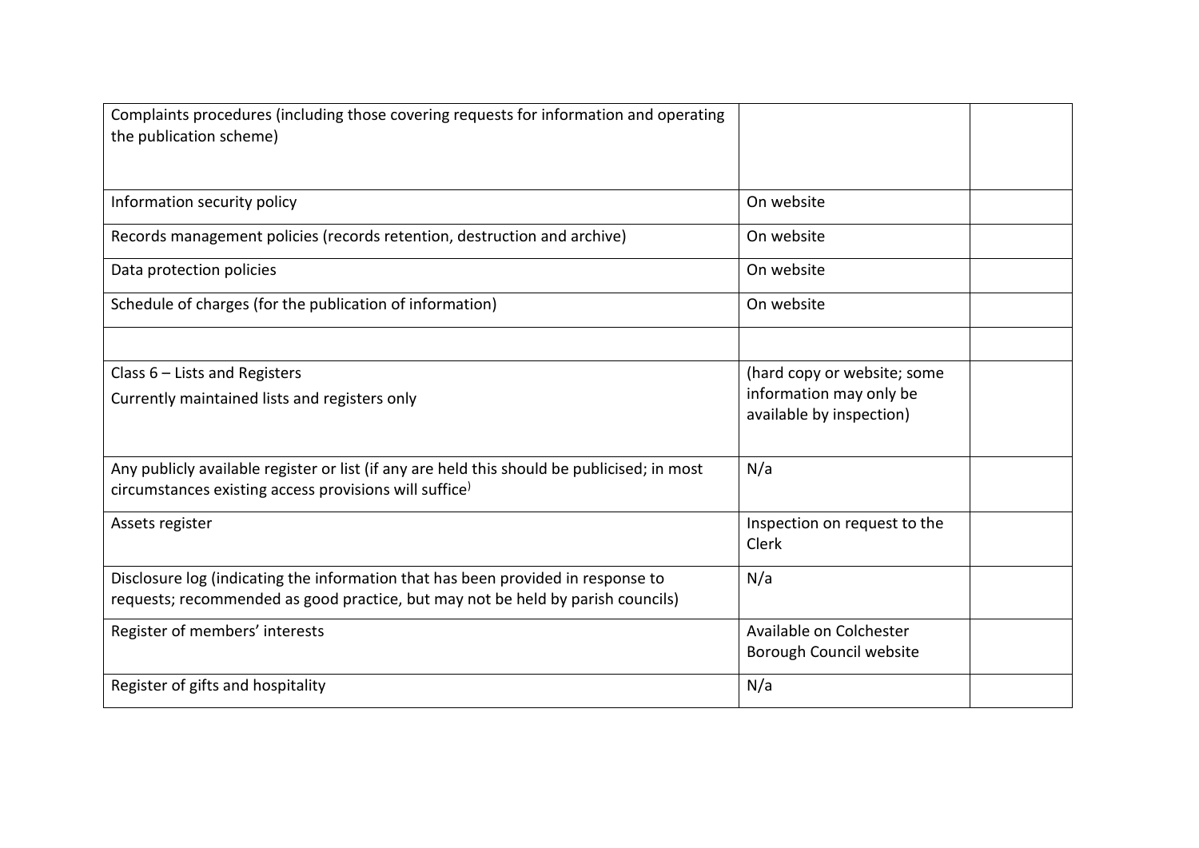| | | |
|---|---|---|
| Complaints procedures (including those covering requests for information and operating the publication scheme) | | |
| Information security policy | On website | |
| Records management policies (records retention, destruction and archive) | On website | |
| Data protection policies | On website | |
| Schedule of charges (for the publication of information) | On website | |
| | | |
| Class 6 – Lists and Registers<br>Currently maintained lists and registers only | (hard copy or website; some information may only be available by inspection) | |
| Any publicly available register or list (if any are held this should be publicised; in most circumstances existing access provisions will suffice) | N/a | |
| Assets register | Inspection on request to the Clerk | |
| Disclosure log (indicating the information that has been provided in response to requests; recommended as good practice, but may not be held by parish councils) | N/a | |
| Register of members' interests | Available on Colchester Borough Council website | |
| Register of gifts and hospitality | N/a | |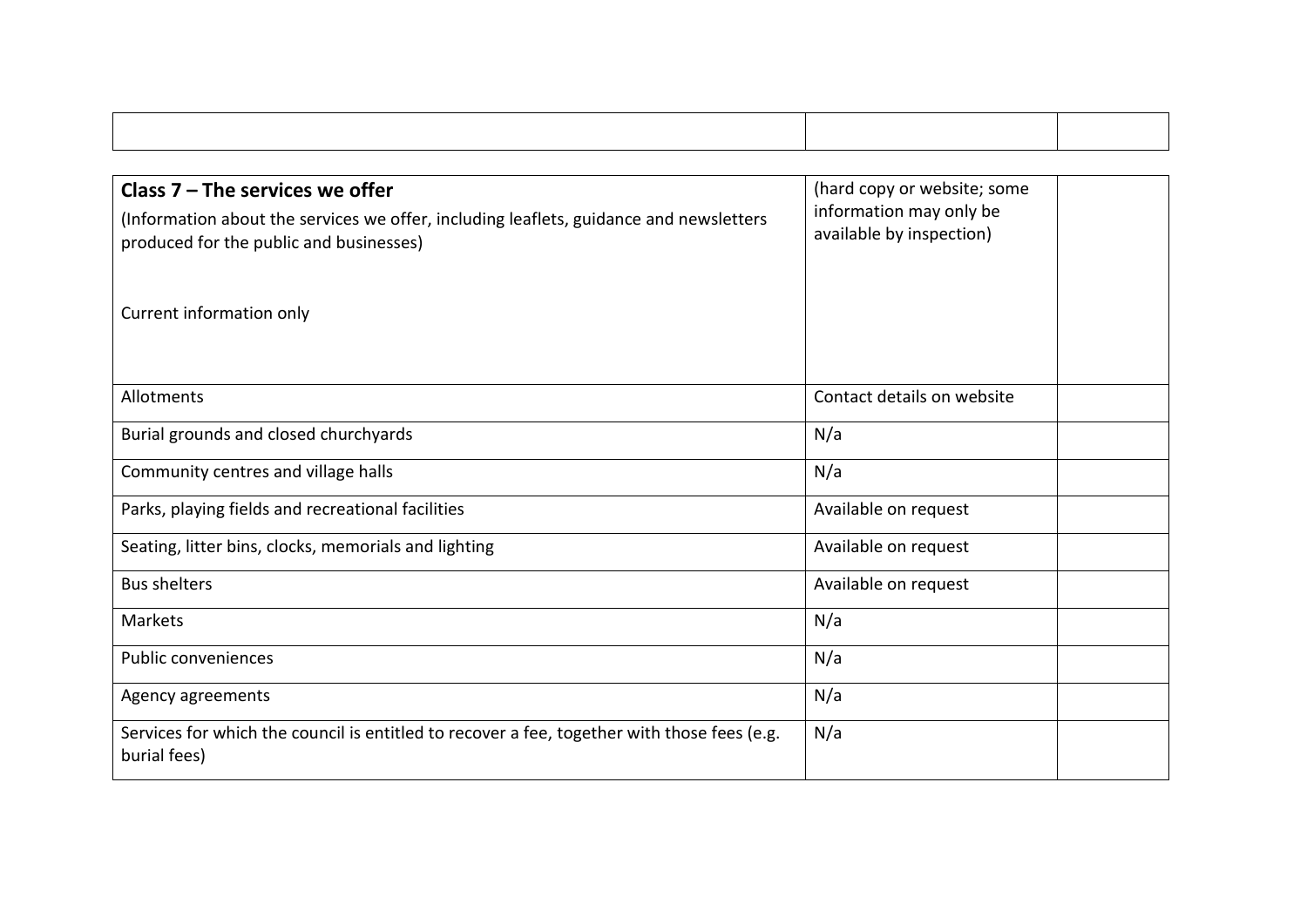| | | |
|---|---|---|
| **Class 7 – The services we offer**<br><br>(Information about the services we offer, including leaflets, guidance and newsletters produced for the public and businesses)<br><br>Current information only | (hard copy or website; some information may only be available by inspection) | |
| Allotments | Contact details on website | |
| Burial grounds and closed churchyards | N/a | |
| Community centres and village halls | N/a | |
| Parks, playing fields and recreational facilities | Available on request | |
| Seating, litter bins, clocks, memorials and lighting | Available on request | |
| Bus shelters | Available on request | |
| Markets | N/a | |
| Public conveniences | N/a | |
| Agency agreements | N/a | |
| Services for which the council is entitled to recover a fee, together with those fees (e.g. burial fees) | N/a | |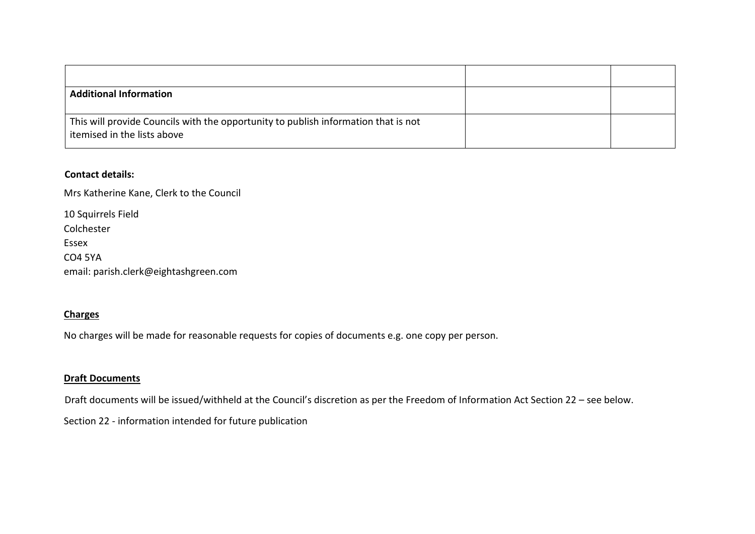| | | |
|---|---|---|
| **Additional Information** | | |
| This will provide Councils with the opportunity to publish information that is not itemised in the lists above | | |

**Contact details:**

Mrs Katherine Kane, Clerk to the Council

10 Squirrels Field
Colchester
Essex
CO4 5YA
email: parish.clerk@eightashgreen.com

**Charges**

No charges will be made for reasonable requests for copies of documents e.g. one copy per person.

**Draft Documents**

Draft documents will be issued/withheld at the Council's discretion as per the Freedom of Information Act Section 22 – see below.

Section 22 - information intended for future publication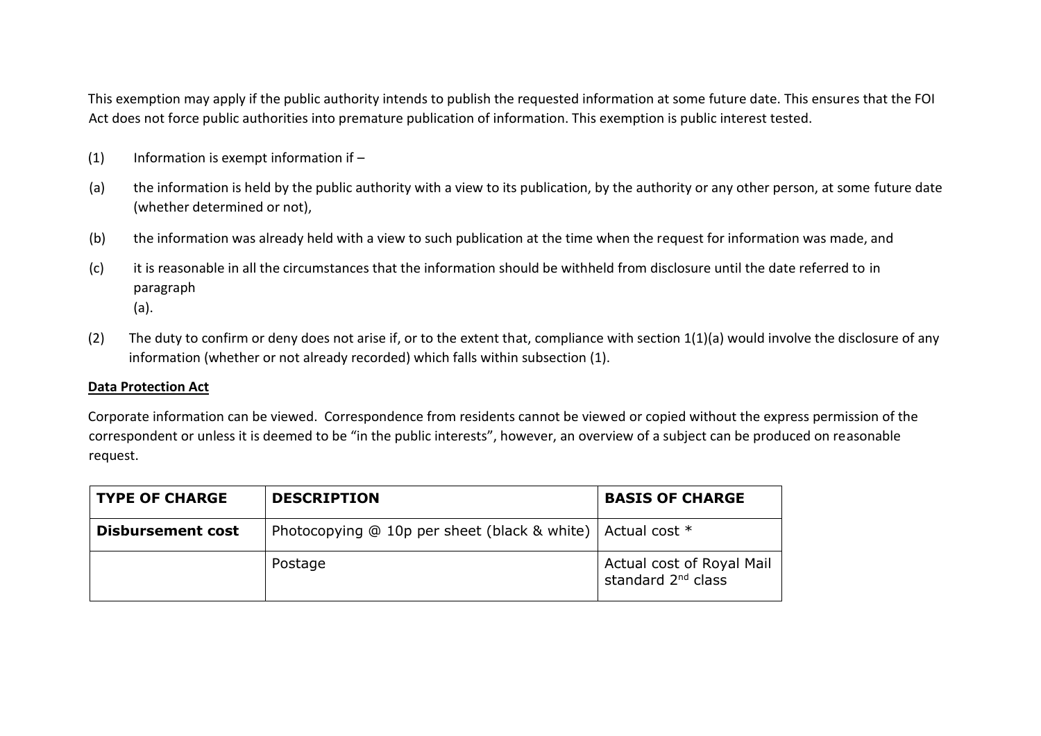This exemption may apply if the public authority intends to publish the requested information at some future date. This ensures that the FOI Act does not force public authorities into premature publication of information. This exemption is public interest tested.

(1) Information is exempt information if –

(a) the information is held by the public authority with a view to its publication, by the authority or any other person, at some future date (whether determined or not),

(b) the information was already held with a view to such publication at the time when the request for information was made, and

(c) it is reasonable in all the circumstances that the information should be withheld from disclosure until the date referred to in paragraph (a).

(2) The duty to confirm or deny does not arise if, or to the extent that, compliance with section 1(1)(a) would involve the disclosure of any information (whether or not already recorded) which falls within subsection (1).

**Data Protection Act**

Corporate information can be viewed. Correspondence from residents cannot be viewed or copied without the express permission of the correspondent or unless it is deemed to be "in the public interests", however, an overview of a subject can be produced on reasonable request.

| TYPE OF CHARGE | DESCRIPTION | BASIS OF CHARGE |
|---|---|---|
| **Disbursement cost** | Photocopying @ 10p per sheet (black & white) | Actual cost * |
| | Postage | Actual cost of Royal Mail standard 2nd class |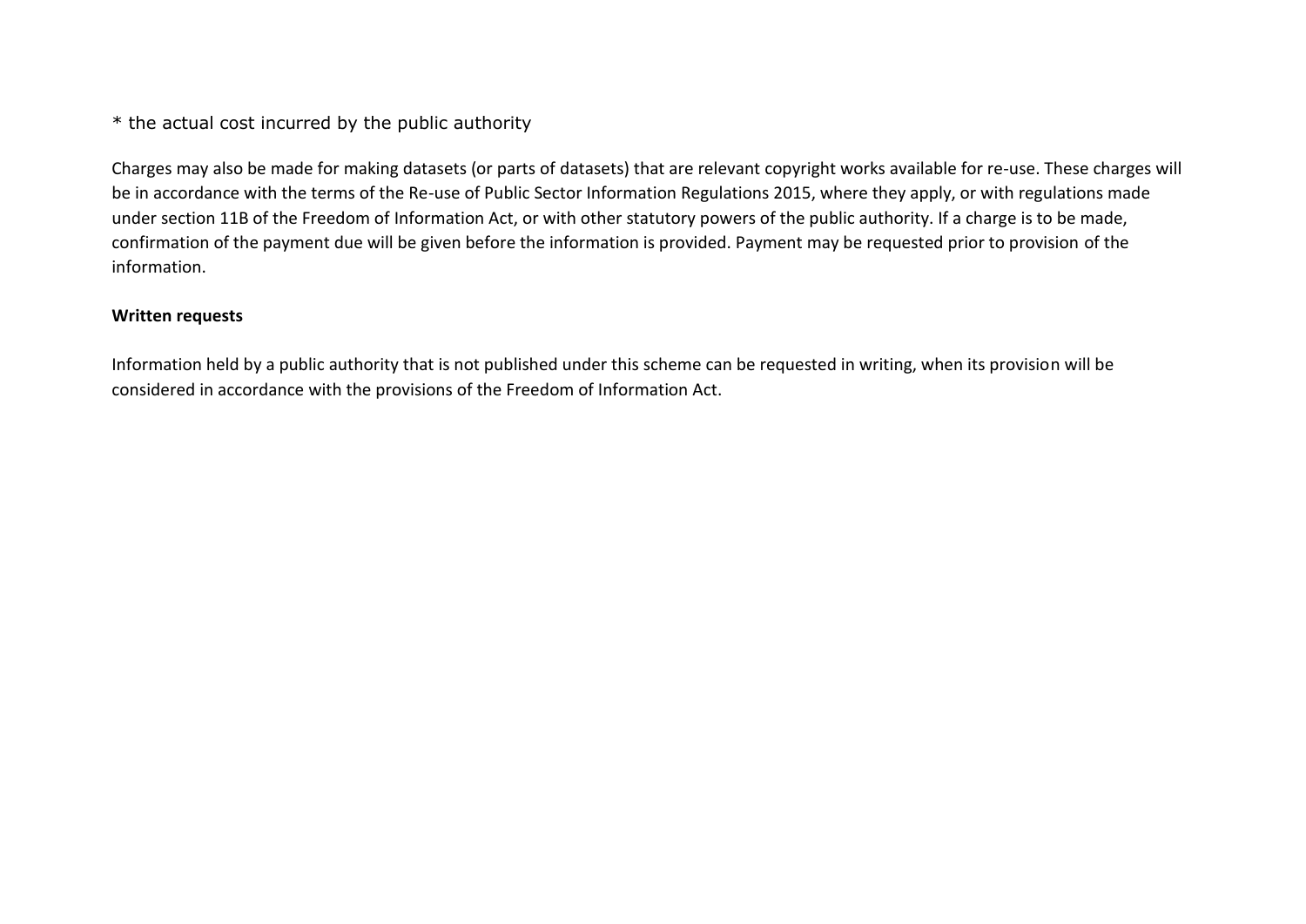* the actual cost incurred by the public authority

Charges may also be made for making datasets (or parts of datasets) that are relevant copyright works available for re-use. These charges will be in accordance with the terms of the Re-use of Public Sector Information Regulations 2015, where they apply, or with regulations made under section 11B of the Freedom of Information Act, or with other statutory powers of the public authority. If a charge is to be made, confirmation of the payment due will be given before the information is provided. Payment may be requested prior to provision of the information.

**Written requests**

Information held by a public authority that is not published under this scheme can be requested in writing, when its provision will be considered in accordance with the provisions of the Freedom of Information Act.